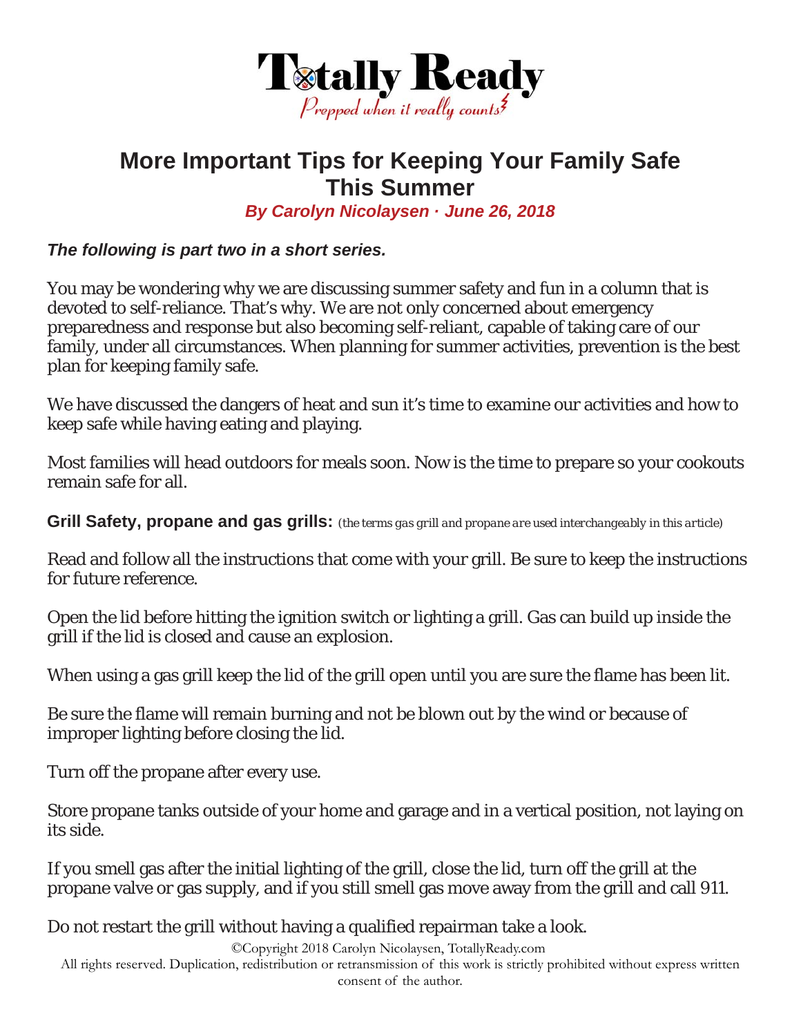# Totally Ready

*Prepped when it really counts*

# More Important Tips for Keeping Your Family Safe This Summer

***By Carolyn Nicolaysen · June 26, 2018***

***The following is part two in a short series.***

You may be wondering why we are discussing summer safety and fun in a column that is devoted to self-reliance. That's why. We are not only concerned about emergency preparedness and response but also becoming self-reliant, capable of taking care of our family, under all circumstances. When planning for summer activities, prevention is the best plan for keeping family safe.

We have discussed the dangers of heat and sun it's time to examine our activities and how to keep safe while having eating and playing.

Most families will head outdoors for meals soon. Now is the time to prepare so your cookouts remain safe for all.

**Grill Safety, propane and gas grills:** *(the terms gas grill and propane are used interchangeably in this article)*

Read and follow all the instructions that come with your grill. Be sure to keep the instructions for future reference.

Open the lid before hitting the ignition switch or lighting a grill. Gas can build up inside the grill if the lid is closed and cause an explosion.

When using a gas grill keep the lid of the grill open until you are sure the flame has been lit.

Be sure the flame will remain burning and not be blown out by the wind or because of improper lighting before closing the lid.

Turn off the propane after every use.

Store propane tanks outside of your home and garage and in a vertical position, not laying on its side.

If you smell gas after the initial lighting of the grill, close the lid, turn off the grill at the propane valve or gas supply, and if you still smell gas move away from the grill and call 911.

Do not restart the grill without having a qualified repairman take a look.

©Copyright 2018 Carolyn Nicolaysen, TotallyReady.com
All rights reserved. Duplication, redistribution or retransmission of this work is strictly prohibited without express written consent of the author.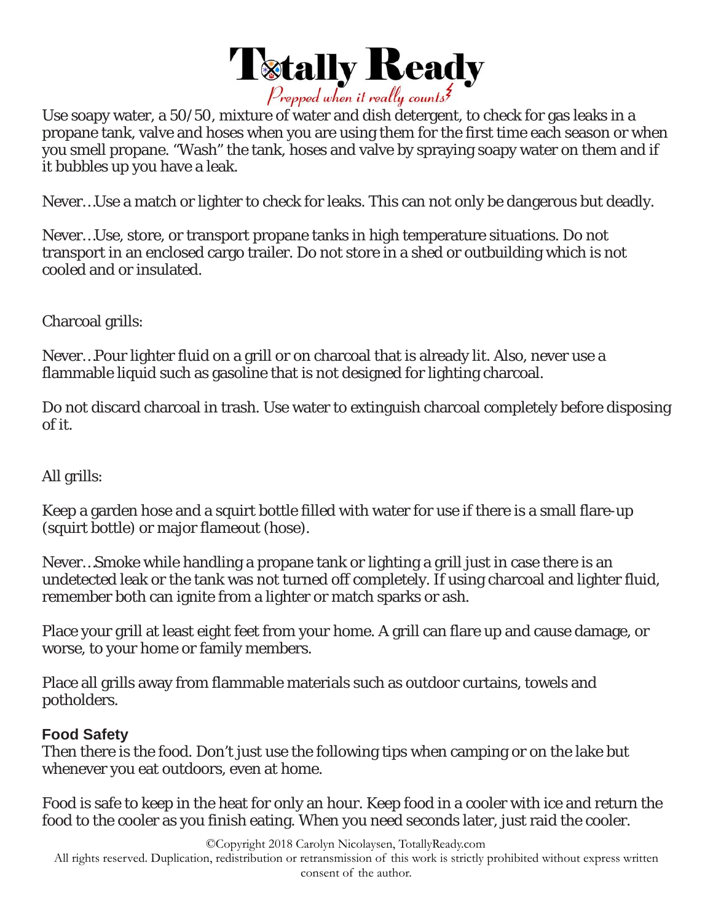Use soapy water, a 50/50, mixture of water and dish detergent, to check for gas leaks in a propane tank, valve and hoses when you are using them for the first time each season or when you smell propane. "Wash" the tank, hoses and valve by spraying soapy water on them and if it bubbles up you have a leak.

Never…Use a match or lighter to check for leaks. This can not only be dangerous but deadly.

Never…Use, store, or transport propane tanks in high temperature situations. Do not transport in an enclosed cargo trailer. Do not store in a shed or outbuilding which is not cooled and or insulated.

Charcoal grills:

Never…Pour lighter fluid on a grill or on charcoal that is already lit. Also, never use a flammable liquid such as gasoline that is not designed for lighting charcoal.

Do not discard charcoal in trash. Use water to extinguish charcoal completely before disposing of it.

All grills:

Keep a garden hose and a squirt bottle filled with water for use if there is a small flare-up (squirt bottle) or major flameout (hose).

Never…Smoke while handling a propane tank or lighting a grill just in case there is an undetected leak or the tank was not turned off completely. If using charcoal and lighter fluid, remember both can ignite from a lighter or match sparks or ash.

Place your grill at least eight feet from your home. A grill can flare up and cause damage, or worse, to your home or family members.

Place all grills away from flammable materials such as outdoor curtains, towels and potholders.

**Food Safety**

Then there is the food. Don't just use the following tips when camping or on the lake but whenever you eat outdoors, even at home.

Food is safe to keep in the heat for only an hour. Keep food in a cooler with ice and return the food to the cooler as you finish eating. When you need seconds later, just raid the cooler.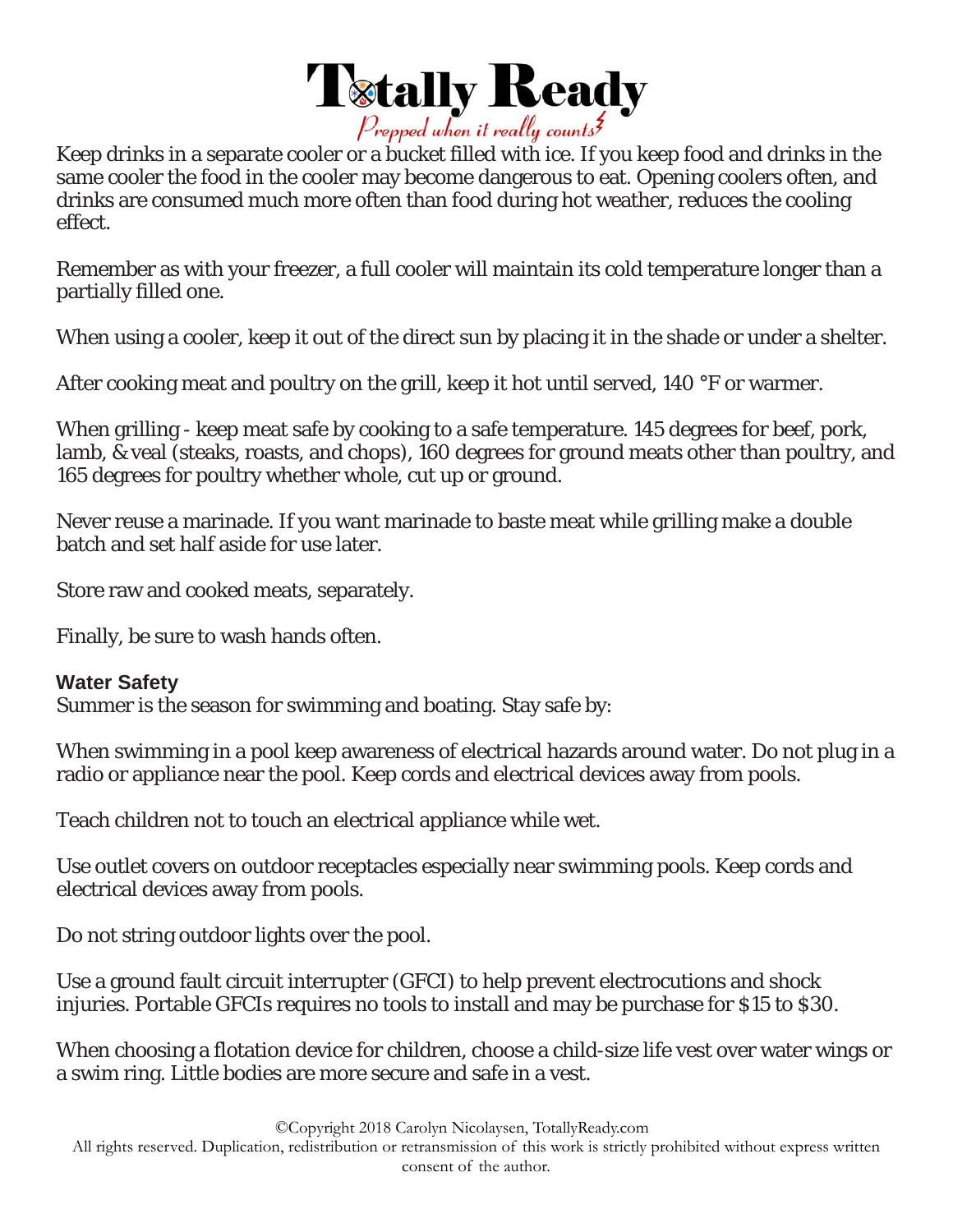Keep drinks in a separate cooler or a bucket filled with ice. If you keep food and drinks in the same cooler the food in the cooler may become dangerous to eat. Opening coolers often, and drinks are consumed much more often than food during hot weather, reduces the cooling effect.

Remember as with your freezer, a full cooler will maintain its cold temperature longer than a partially filled one.

When using a cooler, keep it out of the direct sun by placing it in the shade or under a shelter.

After cooking meat and poultry on the grill, keep it hot until served, 140 °F or warmer.

When grilling - keep meat safe by cooking to a safe temperature. 145 degrees for beef, pork, lamb, & veal (steaks, roasts, and chops), 160 degrees for ground meats other than poultry, and 165 degrees for poultry whether whole, cut up or ground.

Never reuse a marinade. If you want marinade to baste meat while grilling make a double batch and set half aside for use later.

Store raw and cooked meats, separately.

Finally, be sure to wash hands often.

**Water Safety**

Summer is the season for swimming and boating. Stay safe by:

When swimming in a pool keep awareness of electrical hazards around water. Do not plug in a radio or appliance near the pool. Keep cords and electrical devices away from pools.

Teach children not to touch an electrical appliance while wet.

Use outlet covers on outdoor receptacles especially near swimming pools. Keep cords and electrical devices away from pools.

Do not string outdoor lights over the pool.

Use a ground fault circuit interrupter (GFCI) to help prevent electrocutions and shock injuries. Portable GFCIs requires no tools to install and may be purchase for $15 to $30.

When choosing a flotation device for children, choose a child-size life vest over water wings or a swim ring. Little bodies are more secure and safe in a vest.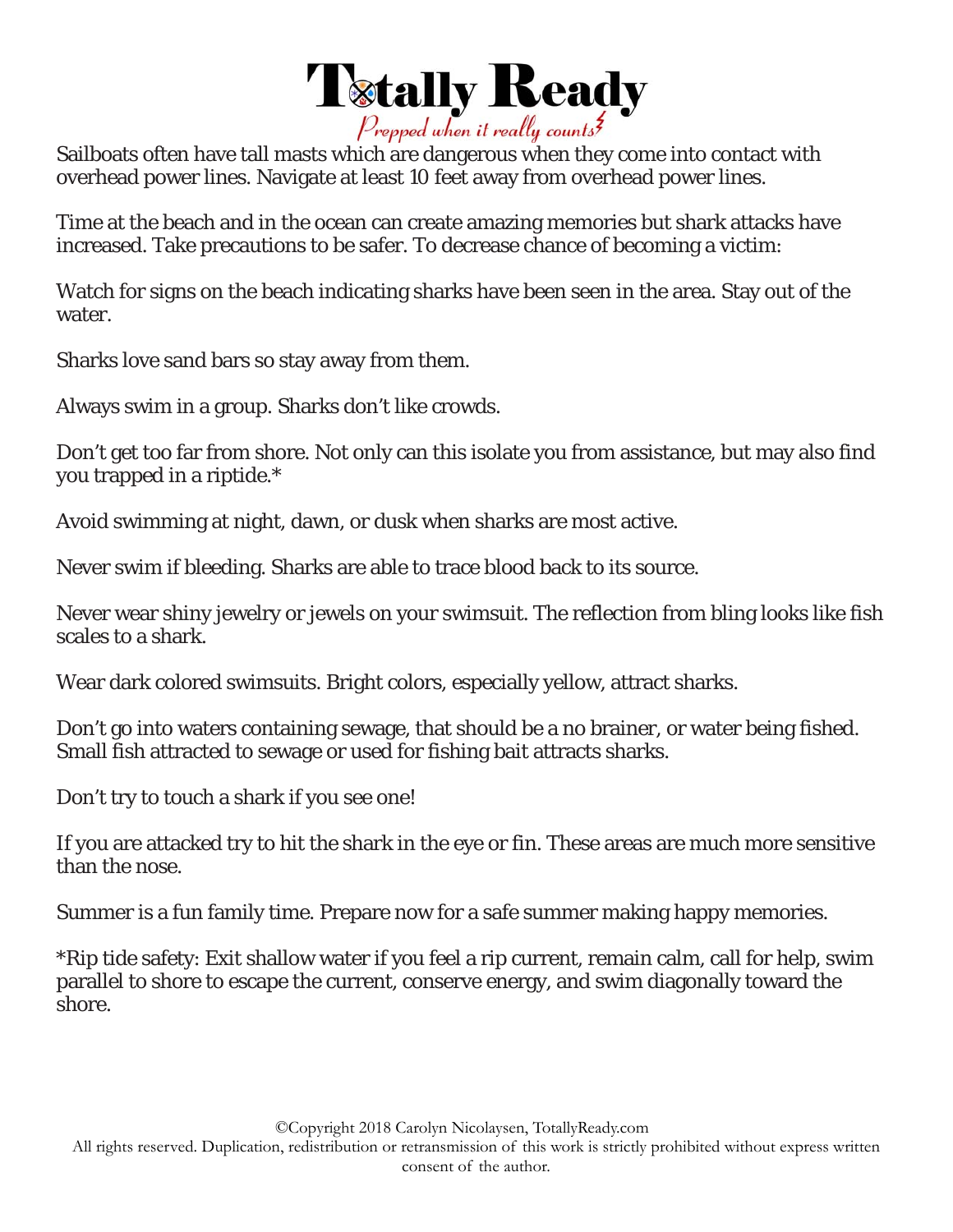Sailboats often have tall masts which are dangerous when they come into contact with overhead power lines. Navigate at least 10 feet away from overhead power lines.

Time at the beach and in the ocean can create amazing memories but shark attacks have increased. Take precautions to be safer. To decrease chance of becoming a victim:

Watch for signs on the beach indicating sharks have been seen in the area. Stay out of the water.

Sharks love sand bars so stay away from them.

Always swim in a group. Sharks don't like crowds.

Don't get too far from shore. Not only can this isolate you from assistance, but may also find you trapped in a riptide.*

Avoid swimming at night, dawn, or dusk when sharks are most active.

Never swim if bleeding. Sharks are able to trace blood back to its source.

Never wear shiny jewelry or jewels on your swimsuit. The reflection from bling looks like fish scales to a shark.

Wear dark colored swimsuits. Bright colors, especially yellow, attract sharks.

Don't go into waters containing sewage, that should be a no brainer, or water being fished. Small fish attracted to sewage or used for fishing bait attracts sharks.

Don't try to touch a shark if you see one!

If you are attacked try to hit the shark in the eye or fin. These areas are much more sensitive than the nose.

Summer is a fun family time. Prepare now for a safe summer making happy memories.

*Rip tide safety: Exit shallow water if you feel a rip current, remain calm, call for help, swim parallel to shore to escape the current, conserve energy, and swim diagonally toward the shore.